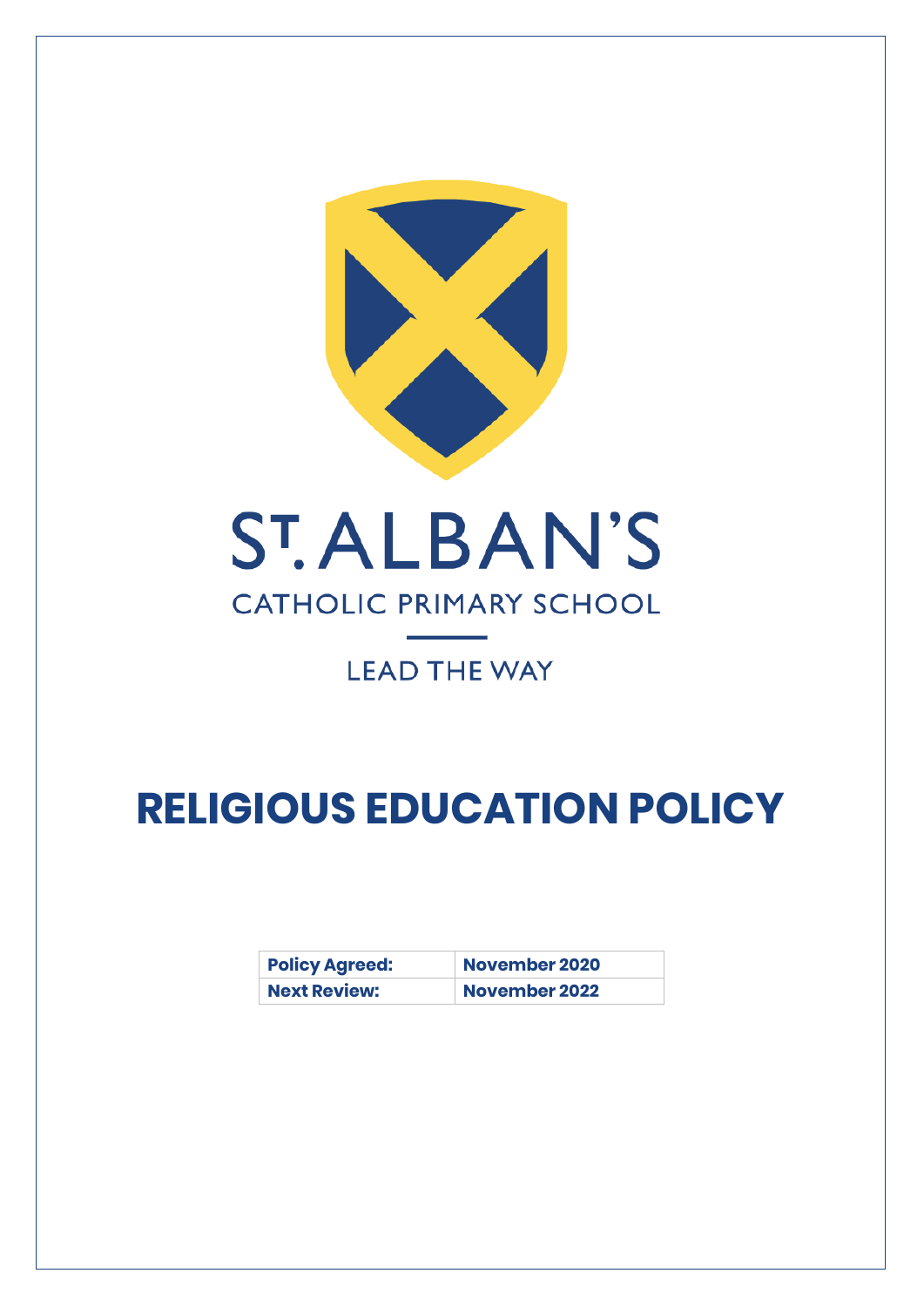ST. ALBAN'S

CATHOLIC PRIMARY SCHOOL

LEAD THE WAY

# RELIGIOUS EDUCATION POLICY

| Policy Agreed: | November 2020 |
| --- | --- |
| Next Review: | November 2022 |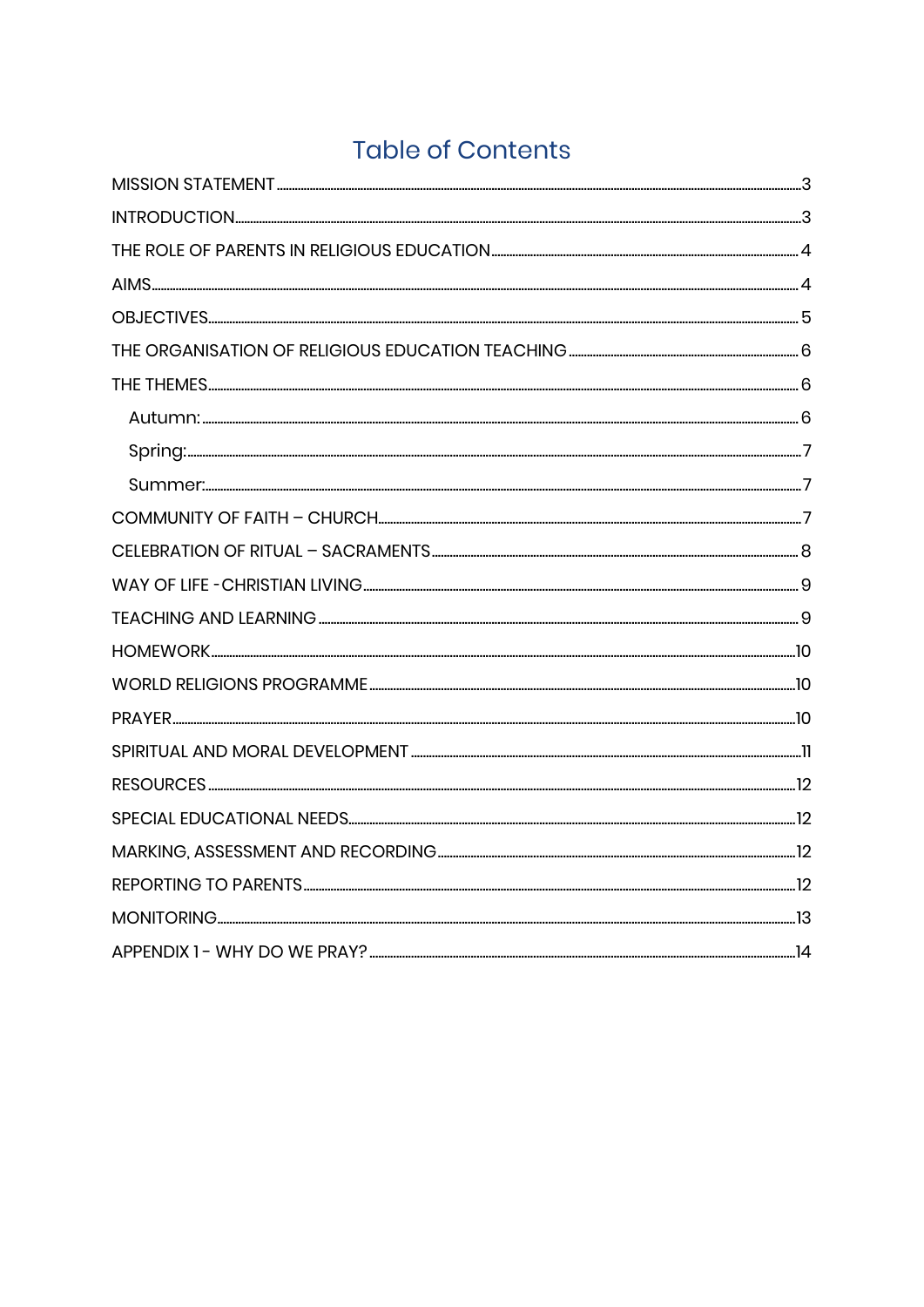# Table of Contents

MISSION STATEMENT ........ 3

INTRODUCTION ........ 3

THE ROLE OF PARENTS IN RELIGIOUS EDUCATION ........ 4

AIMS ........ 4

OBJECTIVES ........ 5

THE ORGANISATION OF RELIGIOUS EDUCATION TEACHING ........ 6

THE THEMES ........ 6

- Autumn: ........ 6
- Spring: ........ 7
- Summer: ........ 7

COMMUNITY OF FAITH – CHURCH ........ 7

CELEBRATION OF RITUAL – SACRAMENTS ........ 8

WAY OF LIFE - CHRISTIAN LIVING ........ 9

TEACHING AND LEARNING ........ 9

HOMEWORK ........ 10

WORLD RELIGIONS PROGRAMME ........ 10

PRAYER ........ 10

SPIRITUAL AND MORAL DEVELOPMENT ........ 11

RESOURCES ........ 12

SPECIAL EDUCATIONAL NEEDS ........ 12

MARKING, ASSESSMENT AND RECORDING ........ 12

REPORTING TO PARENTS ........ 12

MONITORING ........ 13

APPENDIX 1 - WHY DO WE PRAY? ........ 14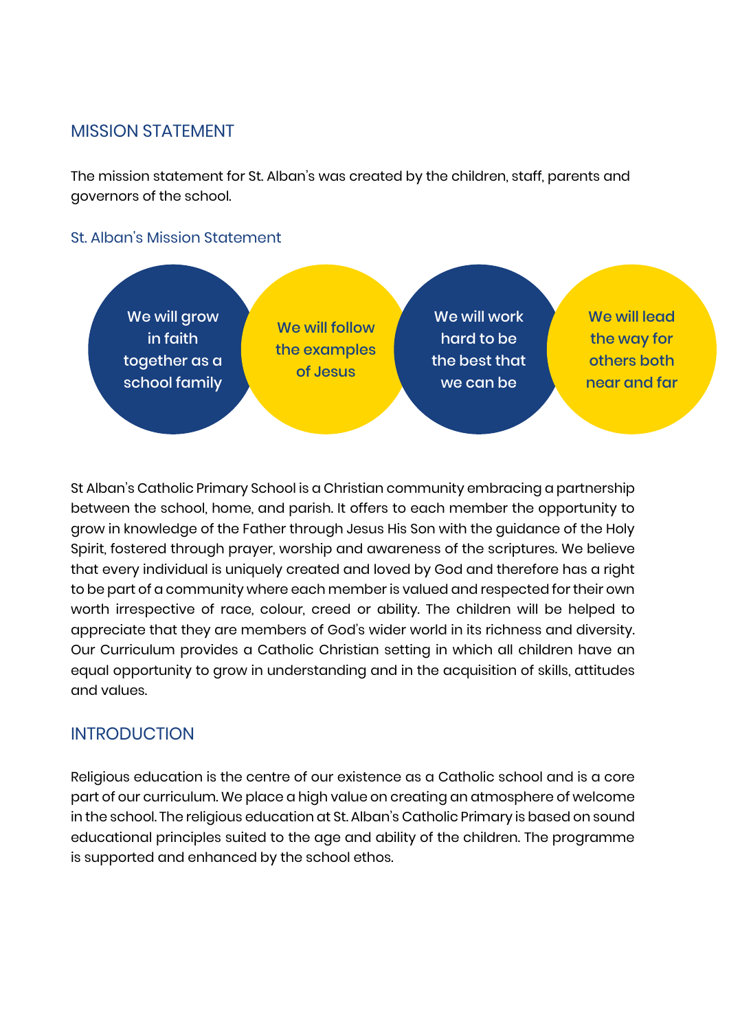## MISSION STATEMENT

The mission statement for St. Alban's was created by the children, staff, parents and governors of the school.

### St. Alban's Mission Statement

- We will grow in faith together as a school family
- We will follow the examples of Jesus
- We will work hard to be the best that we can be
- We will lead the way for others both near and far

St Alban's Catholic Primary School is a Christian community embracing a partnership between the school, home, and parish. It offers to each member the opportunity to grow in knowledge of the Father through Jesus His Son with the guidance of the Holy Spirit, fostered through prayer, worship and awareness of the scriptures. We believe that every individual is uniquely created and loved by God and therefore has a right to be part of a community where each member is valued and respected for their own worth irrespective of race, colour, creed or ability. The children will be helped to appreciate that they are members of God's wider world in its richness and diversity. Our Curriculum provides a Catholic Christian setting in which all children have an equal opportunity to grow in understanding and in the acquisition of skills, attitudes and values.

## INTRODUCTION

Religious education is the centre of our existence as a Catholic school and is a core part of our curriculum. We place a high value on creating an atmosphere of welcome in the school. The religious education at St. Alban's Catholic Primary is based on sound educational principles suited to the age and ability of the children. The programme is supported and enhanced by the school ethos.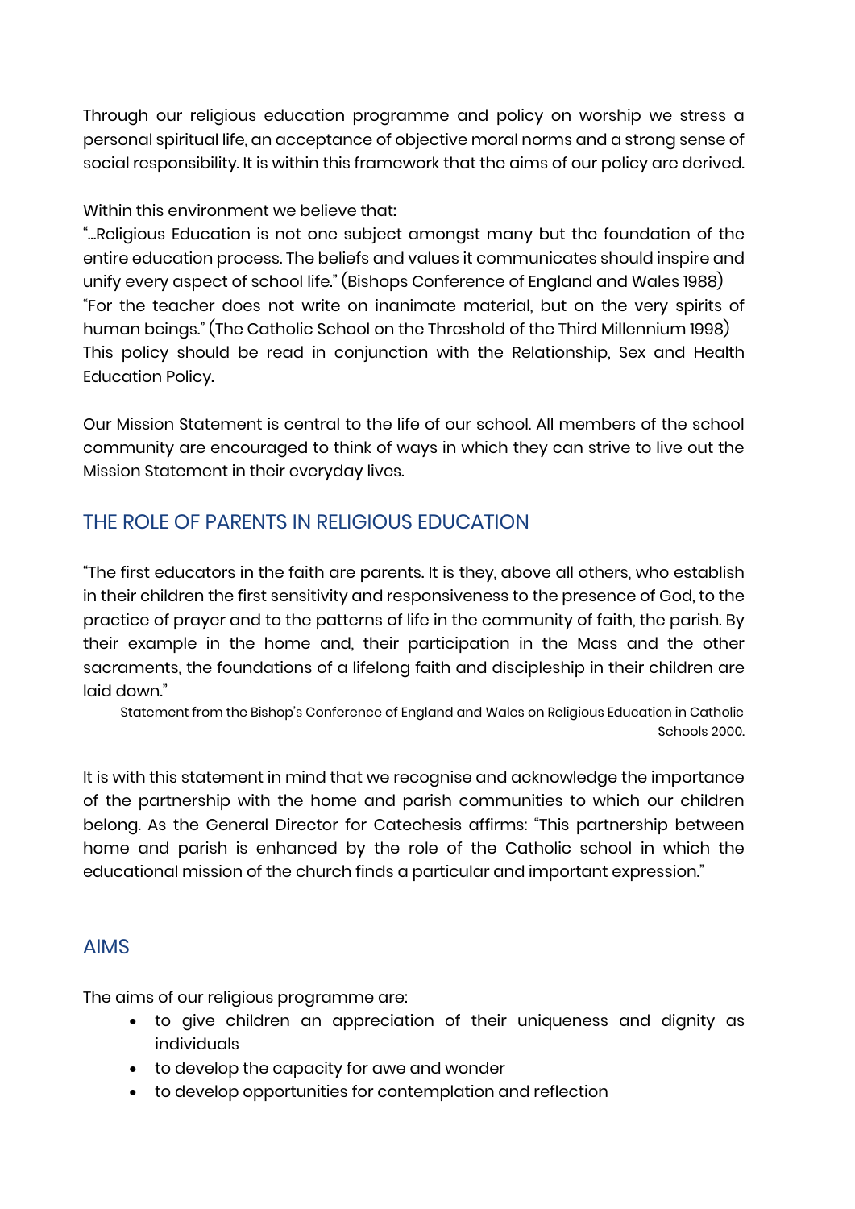Through our religious education programme and policy on worship we stress a personal spiritual life, an acceptance of objective moral norms and a strong sense of social responsibility. It is within this framework that the aims of our policy are derived.

Within this environment we believe that:
"...Religious Education is not one subject amongst many but the foundation of the entire education process. The beliefs and values it communicates should inspire and unify every aspect of school life." (Bishops Conference of England and Wales 1988)
"For the teacher does not write on inanimate material, but on the very spirits of human beings." (The Catholic School on the Threshold of the Third Millennium 1998)
This policy should be read in conjunction with the Relationship, Sex and Health Education Policy.

Our Mission Statement is central to the life of our school. All members of the school community are encouraged to think of ways in which they can strive to live out the Mission Statement in their everyday lives.

## THE ROLE OF PARENTS IN RELIGIOUS EDUCATION

"The first educators in the faith are parents. It is they, above all others, who establish in their children the first sensitivity and responsiveness to the presence of God, to the practice of prayer and to the patterns of life in the community of faith, the parish. By their example in the home and, their participation in the Mass and the other sacraments, the foundations of a lifelong faith and discipleship in their children are laid down."

Statement from the Bishop's Conference of England and Wales on Religious Education in Catholic Schools 2000.

It is with this statement in mind that we recognise and acknowledge the importance of the partnership with the home and parish communities to which our children belong. As the General Director for Catechesis affirms: "This partnership between home and parish is enhanced by the role of the Catholic school in which the educational mission of the church finds a particular and important expression."

## AIMS

The aims of our religious programme are:

- to give children an appreciation of their uniqueness and dignity as individuals
- to develop the capacity for awe and wonder
- to develop opportunities for contemplation and reflection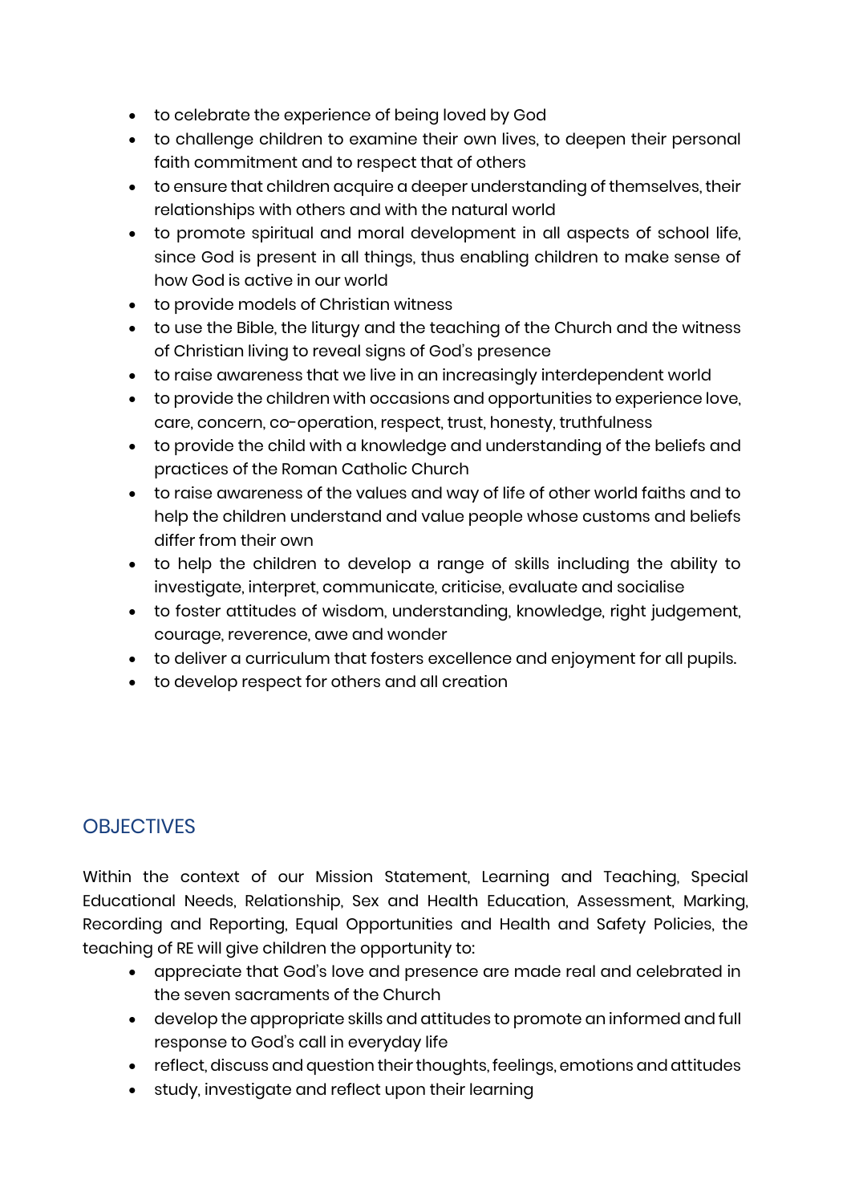- to celebrate the experience of being loved by God
- to challenge children to examine their own lives, to deepen their personal faith commitment and to respect that of others
- to ensure that children acquire a deeper understanding of themselves, their relationships with others and with the natural world
- to promote spiritual and moral development in all aspects of school life, since God is present in all things, thus enabling children to make sense of how God is active in our world
- to provide models of Christian witness
- to use the Bible, the liturgy and the teaching of the Church and the witness of Christian living to reveal signs of God's presence
- to raise awareness that we live in an increasingly interdependent world
- to provide the children with occasions and opportunities to experience love, care, concern, co-operation, respect, trust, honesty, truthfulness
- to provide the child with a knowledge and understanding of the beliefs and practices of the Roman Catholic Church
- to raise awareness of the values and way of life of other world faiths and to help the children understand and value people whose customs and beliefs differ from their own
- to help the children to develop a range of skills including the ability to investigate, interpret, communicate, criticise, evaluate and socialise
- to foster attitudes of wisdom, understanding, knowledge, right judgement, courage, reverence, awe and wonder
- to deliver a curriculum that fosters excellence and enjoyment for all pupils.
- to develop respect for others and all creation

## OBJECTIVES

Within the context of our Mission Statement, Learning and Teaching, Special Educational Needs, Relationship, Sex and Health Education, Assessment, Marking, Recording and Reporting, Equal Opportunities and Health and Safety Policies, the teaching of RE will give children the opportunity to:

- appreciate that God's love and presence are made real and celebrated in the seven sacraments of the Church
- develop the appropriate skills and attitudes to promote an informed and full response to God's call in everyday life
- reflect, discuss and question their thoughts, feelings, emotions and attitudes
- study, investigate and reflect upon their learning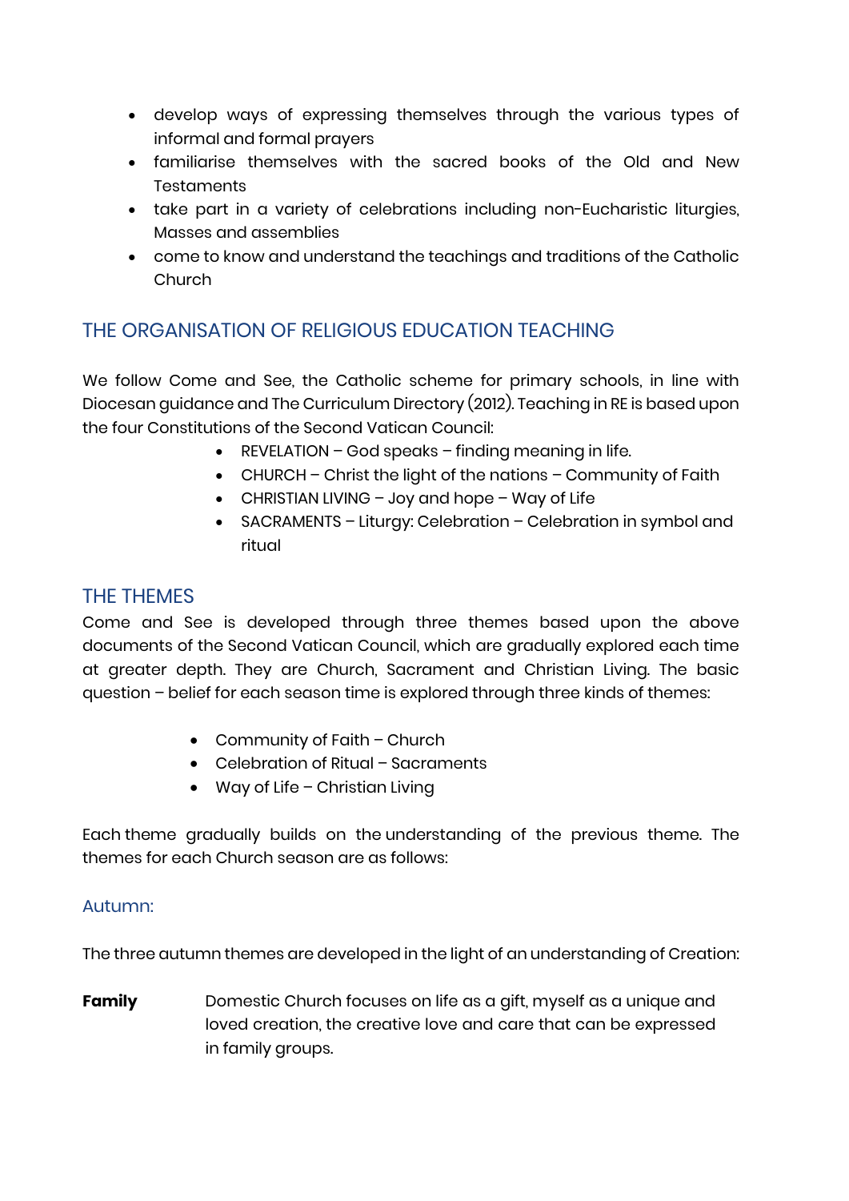- develop ways of expressing themselves through the various types of informal and formal prayers
- familiarise themselves with the sacred books of the Old and New Testaments
- take part in a variety of celebrations including non-Eucharistic liturgies, Masses and assemblies
- come to know and understand the teachings and traditions of the Catholic Church

## THE ORGANISATION OF RELIGIOUS EDUCATION TEACHING

We follow Come and See, the Catholic scheme for primary schools, in line with Diocesan guidance and The Curriculum Directory (2012). Teaching in RE is based upon the four Constitutions of the Second Vatican Council:

- REVELATION – God speaks – finding meaning in life.
- CHURCH – Christ the light of the nations – Community of Faith
- CHRISTIAN LIVING – Joy and hope – Way of Life
- SACRAMENTS – Liturgy: Celebration – Celebration in symbol and ritual

## THE THEMES

Come and See is developed through three themes based upon the above documents of the Second Vatican Council, which are gradually explored each time at greater depth. They are Church, Sacrament and Christian Living. The basic question – belief for each season time is explored through three kinds of themes:

- Community of Faith – Church
- Celebration of Ritual – Sacraments
- Way of Life – Christian Living

Each theme gradually builds on the understanding of the previous theme. The themes for each Church season are as follows:

### Autumn:

The three autumn themes are developed in the light of an understanding of Creation:

**Family** Domestic Church focuses on life as a gift, myself as a unique and loved creation, the creative love and care that can be expressed in family groups.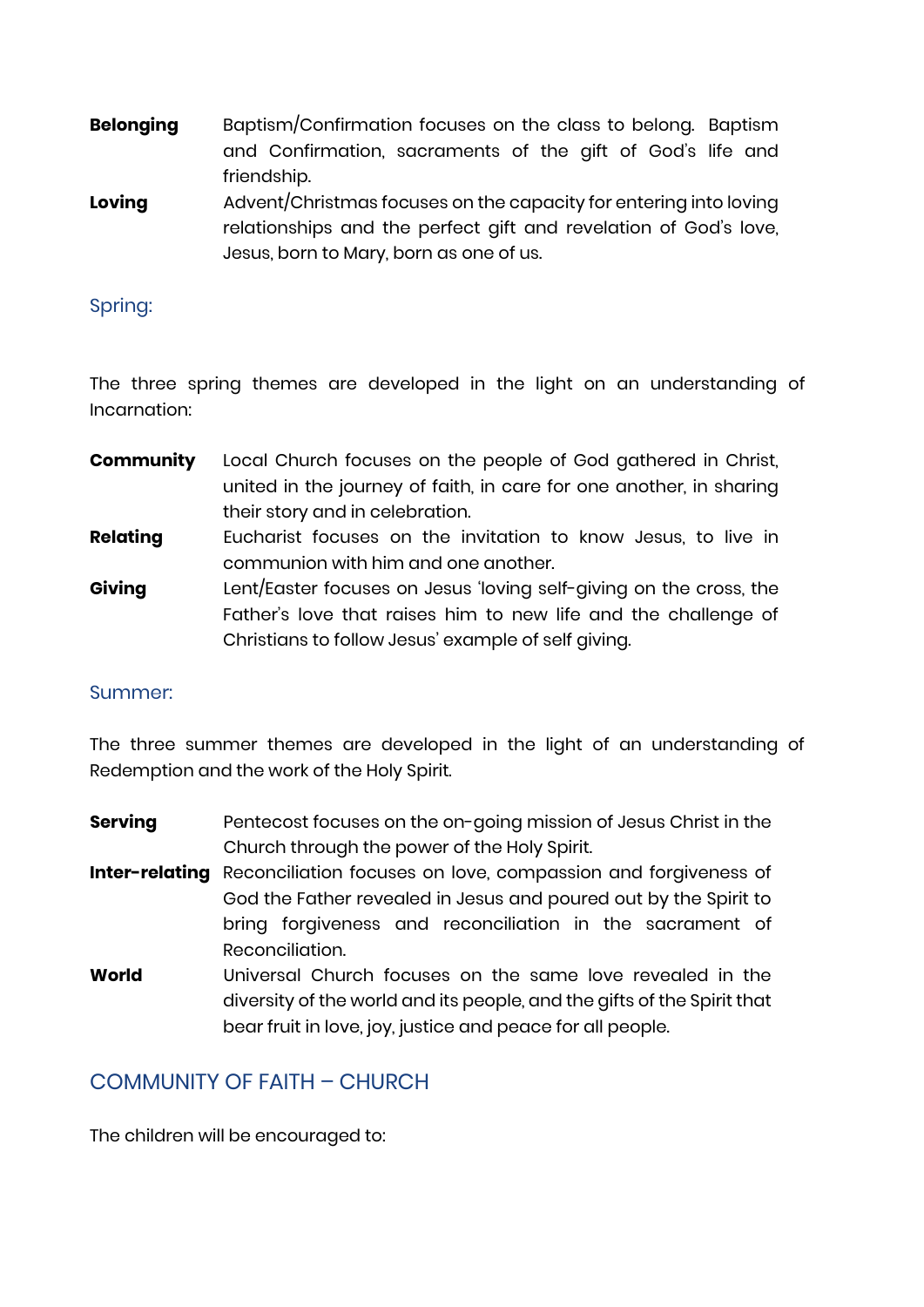**Belonging** Baptism/Confirmation focuses on the class to belong. Baptism and Confirmation, sacraments of the gift of God's life and friendship.

**Loving** Advent/Christmas focuses on the capacity for entering into loving relationships and the perfect gift and revelation of God's love, Jesus, born to Mary, born as one of us.

### Spring:

The three spring themes are developed in the light on an understanding of Incarnation:

**Community** Local Church focuses on the people of God gathered in Christ, united in the journey of faith, in care for one another, in sharing their story and in celebration.

**Relating** Eucharist focuses on the invitation to know Jesus, to live in communion with him and one another.

**Giving** Lent/Easter focuses on Jesus 'loving self-giving on the cross, the Father's love that raises him to new life and the challenge of Christians to follow Jesus' example of self giving.

### Summer:

The three summer themes are developed in the light of an understanding of Redemption and the work of the Holy Spirit.

**Serving** Pentecost focuses on the on-going mission of Jesus Christ in the Church through the power of the Holy Spirit.

**Inter-relating** Reconciliation focuses on love, compassion and forgiveness of God the Father revealed in Jesus and poured out by the Spirit to bring forgiveness and reconciliation in the sacrament of Reconciliation.

**World** Universal Church focuses on the same love revealed in the diversity of the world and its people, and the gifts of the Spirit that bear fruit in love, joy, justice and peace for all people.

## COMMUNITY OF FAITH – CHURCH

The children will be encouraged to: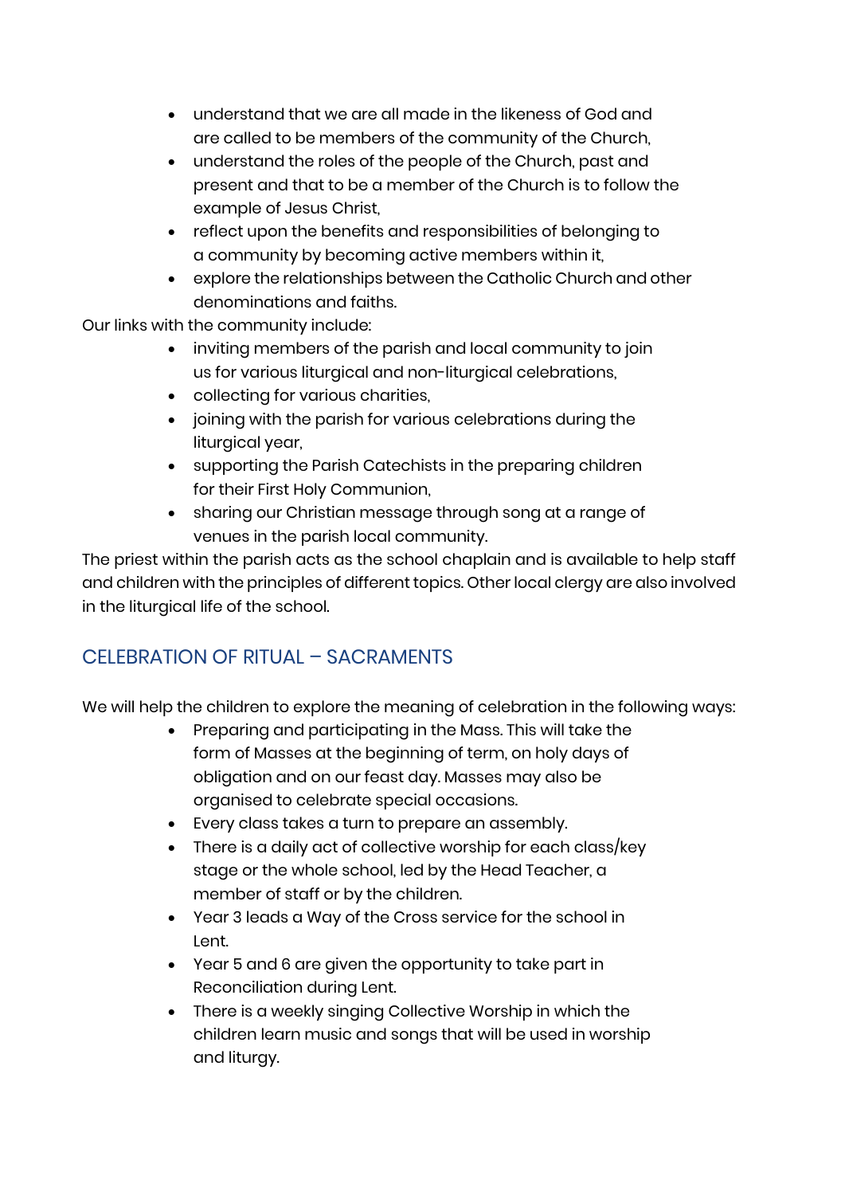- understand that we are all made in the likeness of God and are called to be members of the community of the Church,
- understand the roles of the people of the Church, past and present and that to be a member of the Church is to follow the example of Jesus Christ,
- reflect upon the benefits and responsibilities of belonging to a community by becoming active members within it,
- explore the relationships between the Catholic Church and other denominations and faiths.

Our links with the community include:

- inviting members of the parish and local community to join us for various liturgical and non-liturgical celebrations,
- collecting for various charities,
- joining with the parish for various celebrations during the liturgical year,
- supporting the Parish Catechists in the preparing children for their First Holy Communion,
- sharing our Christian message through song at a range of venues in the parish local community.

The priest within the parish acts as the school chaplain and is available to help staff and children with the principles of different topics. Other local clergy are also involved in the liturgical life of the school.

## CELEBRATION OF RITUAL – SACRAMENTS

We will help the children to explore the meaning of celebration in the following ways:

- Preparing and participating in the Mass. This will take the form of Masses at the beginning of term, on holy days of obligation and on our feast day. Masses may also be organised to celebrate special occasions.
- Every class takes a turn to prepare an assembly.
- There is a daily act of collective worship for each class/key stage or the whole school, led by the Head Teacher, a member of staff or by the children.
- Year 3 leads a Way of the Cross service for the school in Lent.
- Year 5 and 6 are given the opportunity to take part in Reconciliation during Lent.
- There is a weekly singing Collective Worship in which the children learn music and songs that will be used in worship and liturgy.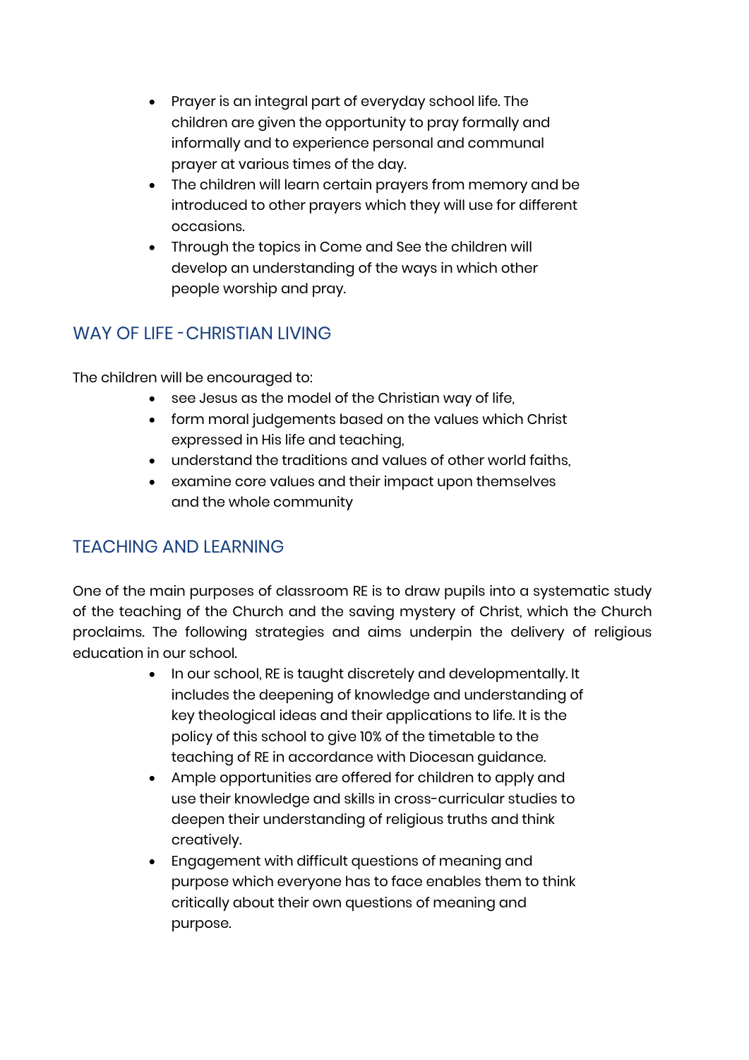- Prayer is an integral part of everyday school life. The children are given the opportunity to pray formally and informally and to experience personal and communal prayer at various times of the day.
- The children will learn certain prayers from memory and be introduced to other prayers which they will use for different occasions.
- Through the topics in Come and See the children will develop an understanding of the ways in which other people worship and pray.

## WAY OF LIFE - CHRISTIAN LIVING

The children will be encouraged to:

- see Jesus as the model of the Christian way of life,
- form moral judgements based on the values which Christ expressed in His life and teaching,
- understand the traditions and values of other world faiths,
- examine core values and their impact upon themselves and the whole community

## TEACHING AND LEARNING

One of the main purposes of classroom RE is to draw pupils into a systematic study of the teaching of the Church and the saving mystery of Christ, which the Church proclaims. The following strategies and aims underpin the delivery of religious education in our school.

- In our school, RE is taught discretely and developmentally. It includes the deepening of knowledge and understanding of key theological ideas and their applications to life. It is the policy of this school to give 10% of the timetable to the teaching of RE in accordance with Diocesan guidance.
- Ample opportunities are offered for children to apply and use their knowledge and skills in cross-curricular studies to deepen their understanding of religious truths and think creatively.
- Engagement with difficult questions of meaning and purpose which everyone has to face enables them to think critically about their own questions of meaning and purpose.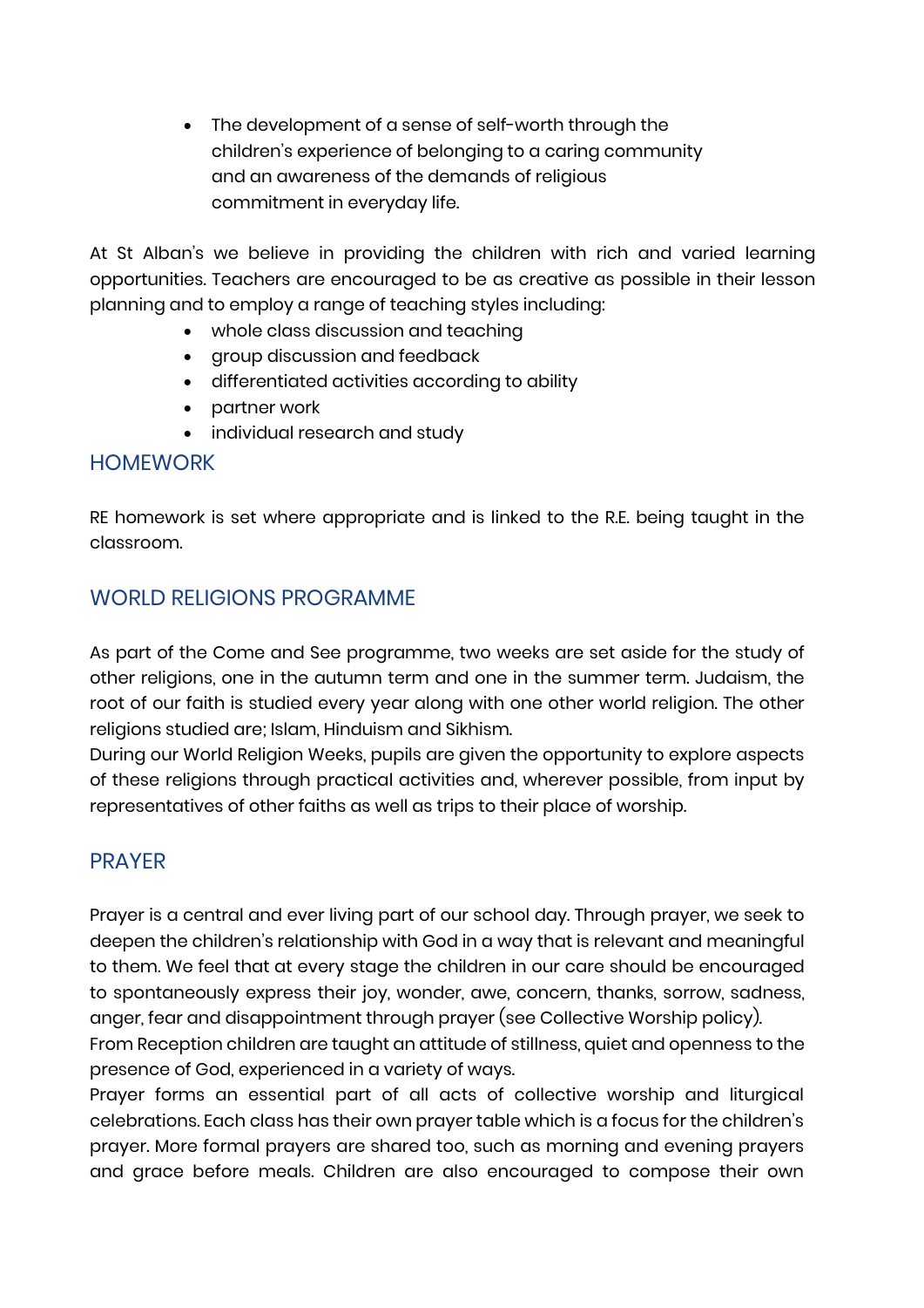- The development of a sense of self-worth through the children's experience of belonging to a caring community and an awareness of the demands of religious commitment in everyday life.

At St Alban's we believe in providing the children with rich and varied learning opportunities. Teachers are encouraged to be as creative as possible in their lesson planning and to employ a range of teaching styles including:

- whole class discussion and teaching
- group discussion and feedback
- differentiated activities according to ability
- partner work
- individual research and study

## HOMEWORK

RE homework is set where appropriate and is linked to the R.E. being taught in the classroom.

## WORLD RELIGIONS PROGRAMME

As part of the Come and See programme, two weeks are set aside for the study of other religions, one in the autumn term and one in the summer term. Judaism, the root of our faith is studied every year along with one other world religion. The other religions studied are; Islam, Hinduism and Sikhism.

During our World Religion Weeks, pupils are given the opportunity to explore aspects of these religions through practical activities and, wherever possible, from input by representatives of other faiths as well as trips to their place of worship.

## PRAYER

Prayer is a central and ever living part of our school day. Through prayer, we seek to deepen the children's relationship with God in a way that is relevant and meaningful to them. We feel that at every stage the children in our care should be encouraged to spontaneously express their joy, wonder, awe, concern, thanks, sorrow, sadness, anger, fear and disappointment through prayer (see Collective Worship policy).

From Reception children are taught an attitude of stillness, quiet and openness to the presence of God, experienced in a variety of ways.

Prayer forms an essential part of all acts of collective worship and liturgical celebrations. Each class has their own prayer table which is a focus for the children's prayer. More formal prayers are shared too, such as morning and evening prayers and grace before meals. Children are also encouraged to compose their own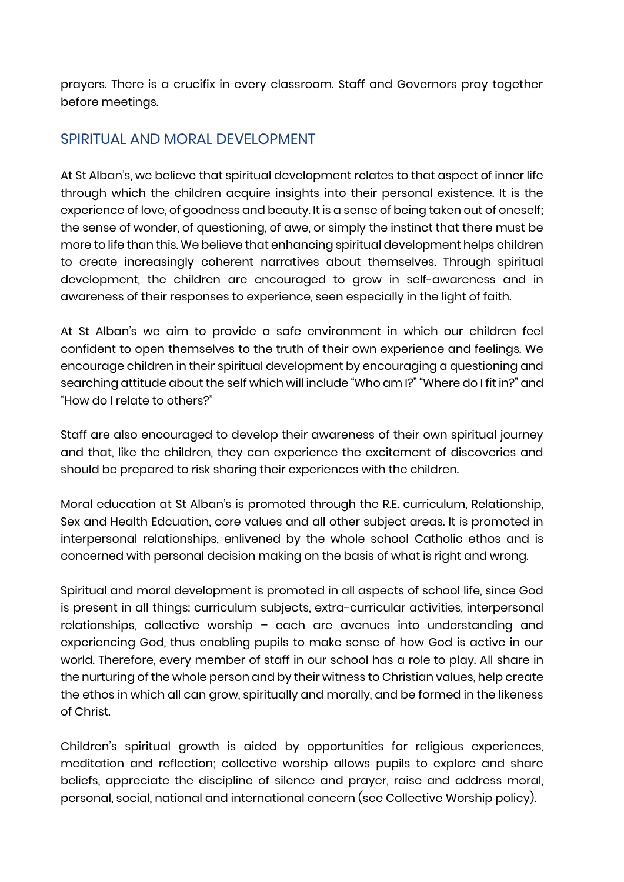prayers. There is a crucifix in every classroom. Staff and Governors pray together before meetings.

## SPIRITUAL AND MORAL DEVELOPMENT

At St Alban's, we believe that spiritual development relates to that aspect of inner life through which the children acquire insights into their personal existence. It is the experience of love, of goodness and beauty. It is a sense of being taken out of oneself; the sense of wonder, of questioning, of awe, or simply the instinct that there must be more to life than this. We believe that enhancing spiritual development helps children to create increasingly coherent narratives about themselves. Through spiritual development, the children are encouraged to grow in self-awareness and in awareness of their responses to experience, seen especially in the light of faith.

At St Alban's we aim to provide a safe environment in which our children feel confident to open themselves to the truth of their own experience and feelings. We encourage children in their spiritual development by encouraging a questioning and searching attitude about the self which will include "Who am I?" "Where do I fit in?" and "How do I relate to others?"

Staff are also encouraged to develop their awareness of their own spiritual journey and that, like the children, they can experience the excitement of discoveries and should be prepared to risk sharing their experiences with the children.

Moral education at St Alban's is promoted through the R.E. curriculum, Relationship, Sex and Health Edcuation, core values and all other subject areas. It is promoted in interpersonal relationships, enlivened by the whole school Catholic ethos and is concerned with personal decision making on the basis of what is right and wrong.

Spiritual and moral development is promoted in all aspects of school life, since God is present in all things: curriculum subjects, extra-curricular activities, interpersonal relationships, collective worship – each are avenues into understanding and experiencing God, thus enabling pupils to make sense of how God is active in our world. Therefore, every member of staff in our school has a role to play. All share in the nurturing of the whole person and by their witness to Christian values, help create the ethos in which all can grow, spiritually and morally, and be formed in the likeness of Christ.

Children's spiritual growth is aided by opportunities for religious experiences, meditation and reflection; collective worship allows pupils to explore and share beliefs, appreciate the discipline of silence and prayer, raise and address moral, personal, social, national and international concern (see Collective Worship policy).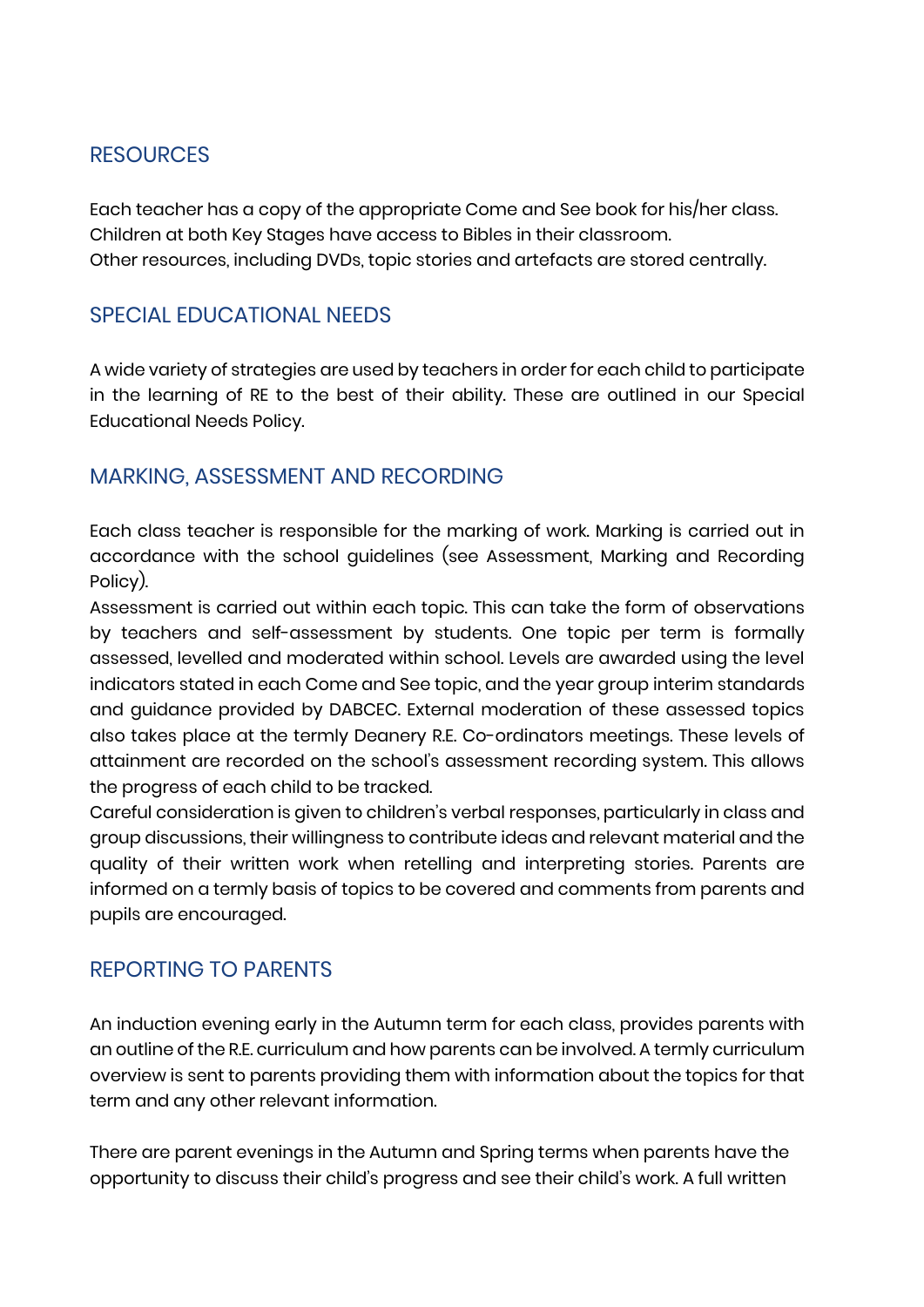## RESOURCES

Each teacher has a copy of the appropriate Come and See book for his/her class.
Children at both Key Stages have access to Bibles in their classroom.
Other resources, including DVDs, topic stories and artefacts are stored centrally.

## SPECIAL EDUCATIONAL NEEDS

A wide variety of strategies are used by teachers in order for each child to participate in the learning of RE to the best of their ability. These are outlined in our Special Educational Needs Policy.

## MARKING, ASSESSMENT AND RECORDING

Each class teacher is responsible for the marking of work. Marking is carried out in accordance with the school guidelines (see Assessment, Marking and Recording Policy).
Assessment is carried out within each topic. This can take the form of observations by teachers and self-assessment by students. One topic per term is formally assessed, levelled and moderated within school. Levels are awarded using the level indicators stated in each Come and See topic, and the year group interim standards and guidance provided by DABCEC. External moderation of these assessed topics also takes place at the termly Deanery R.E. Co-ordinators meetings. These levels of attainment are recorded on the school's assessment recording system. This allows the progress of each child to be tracked.
Careful consideration is given to children's verbal responses, particularly in class and group discussions, their willingness to contribute ideas and relevant material and the quality of their written work when retelling and interpreting stories. Parents are informed on a termly basis of topics to be covered and comments from parents and pupils are encouraged.

## REPORTING TO PARENTS

An induction evening early in the Autumn term for each class, provides parents with an outline of the R.E. curriculum and how parents can be involved. A termly curriculum overview is sent to parents providing them with information about the topics for that term and any other relevant information.

There are parent evenings in the Autumn and Spring terms when parents have the opportunity to discuss their child's progress and see their child's work. A full written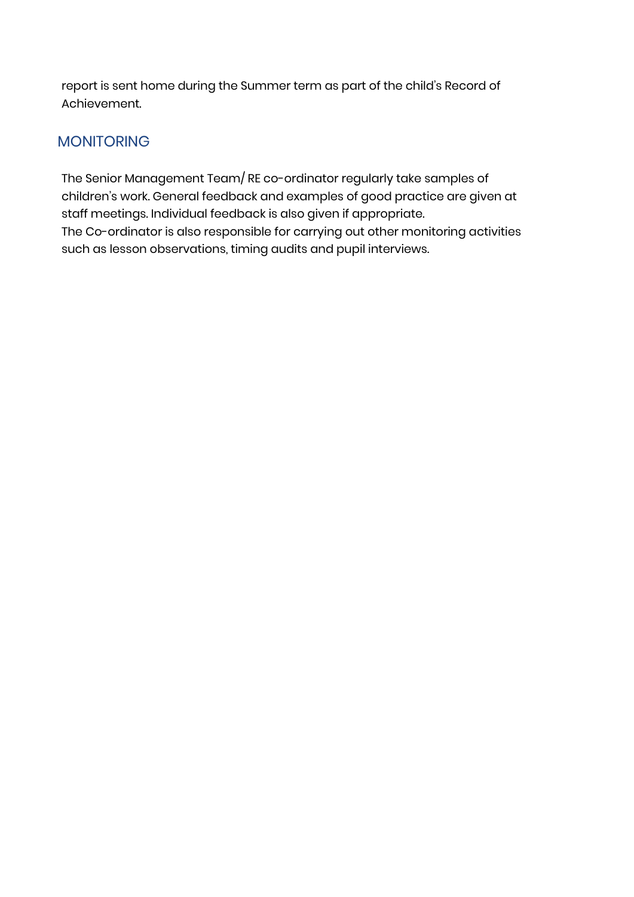report is sent home during the Summer term as part of the child's Record of Achievement.

## MONITORING

The Senior Management Team/ RE co-ordinator regularly take samples of children's work. General feedback and examples of good practice are given at staff meetings. Individual feedback is also given if appropriate.
The Co-ordinator is also responsible for carrying out other monitoring activities such as lesson observations, timing audits and pupil interviews.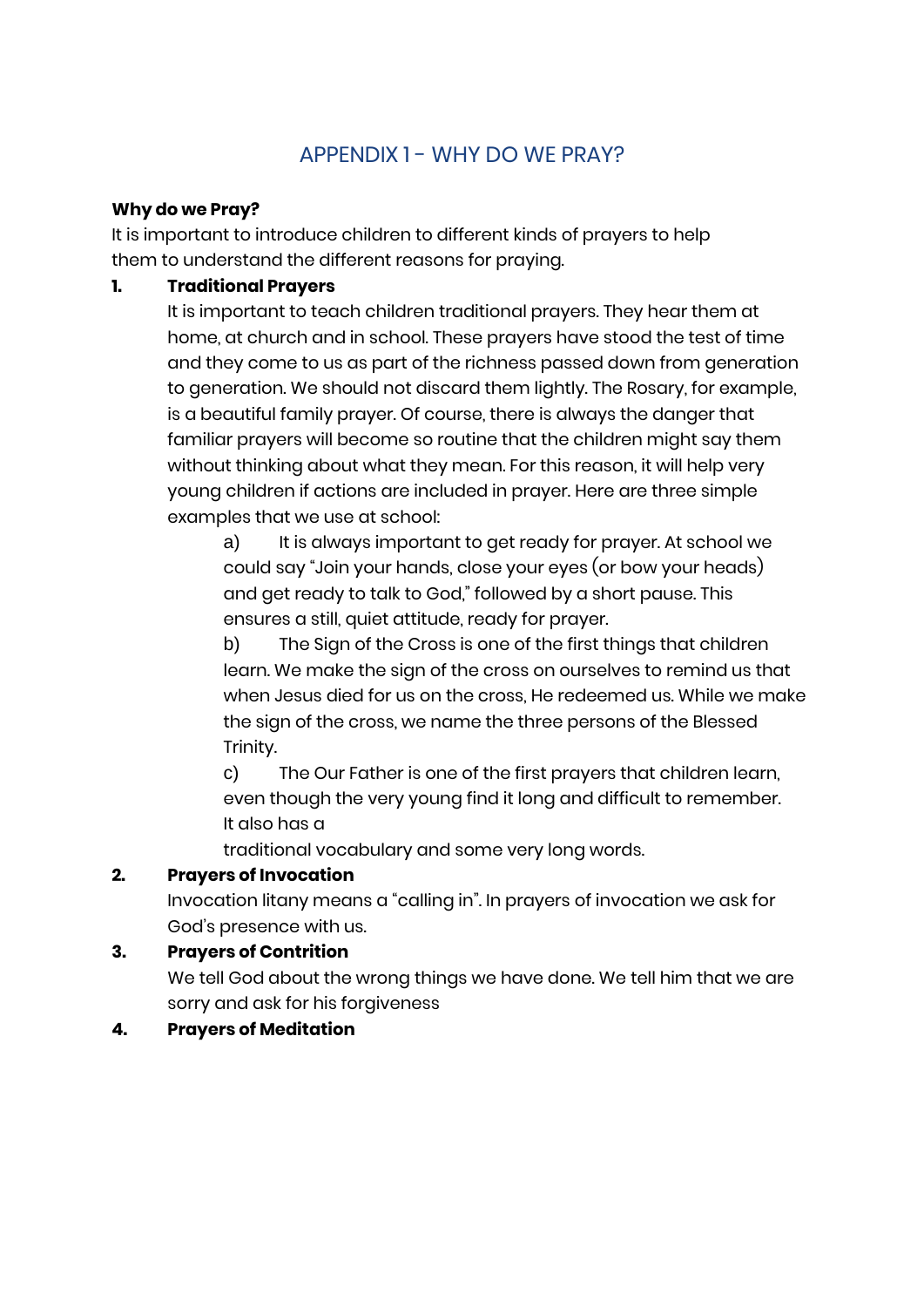# APPENDIX 1 - WHY DO WE PRAY?

**Why do we Pray?**

It is important to introduce children to different kinds of prayers to help them to understand the different reasons for praying.

1. **Traditional Prayers**

   It is important to teach children traditional prayers. They hear them at home, at church and in school. These prayers have stood the test of time and they come to us as part of the richness passed down from generation to generation. We should not discard them lightly. The Rosary, for example, is a beautiful family prayer. Of course, there is always the danger that familiar prayers will become so routine that the children might say them without thinking about what they mean. For this reason, it will help very young children if actions are included in prayer. Here are three simple examples that we use at school:

   a) It is always important to get ready for prayer. At school we could say "Join your hands, close your eyes (or bow your heads) and get ready to talk to God," followed by a short pause. This ensures a still, quiet attitude, ready for prayer.

   b) The Sign of the Cross is one of the first things that children learn. We make the sign of the cross on ourselves to remind us that when Jesus died for us on the cross, He redeemed us. While we make the sign of the cross, we name the three persons of the Blessed Trinity.

   c) The Our Father is one of the first prayers that children learn, even though the very young find it long and difficult to remember. It also has a traditional vocabulary and some very long words.

2. **Prayers of Invocation**

   Invocation litany means a "calling in". In prayers of invocation we ask for God's presence with us.

3. **Prayers of Contrition**

   We tell God about the wrong things we have done. We tell him that we are sorry and ask for his forgiveness

4. **Prayers of Meditation**